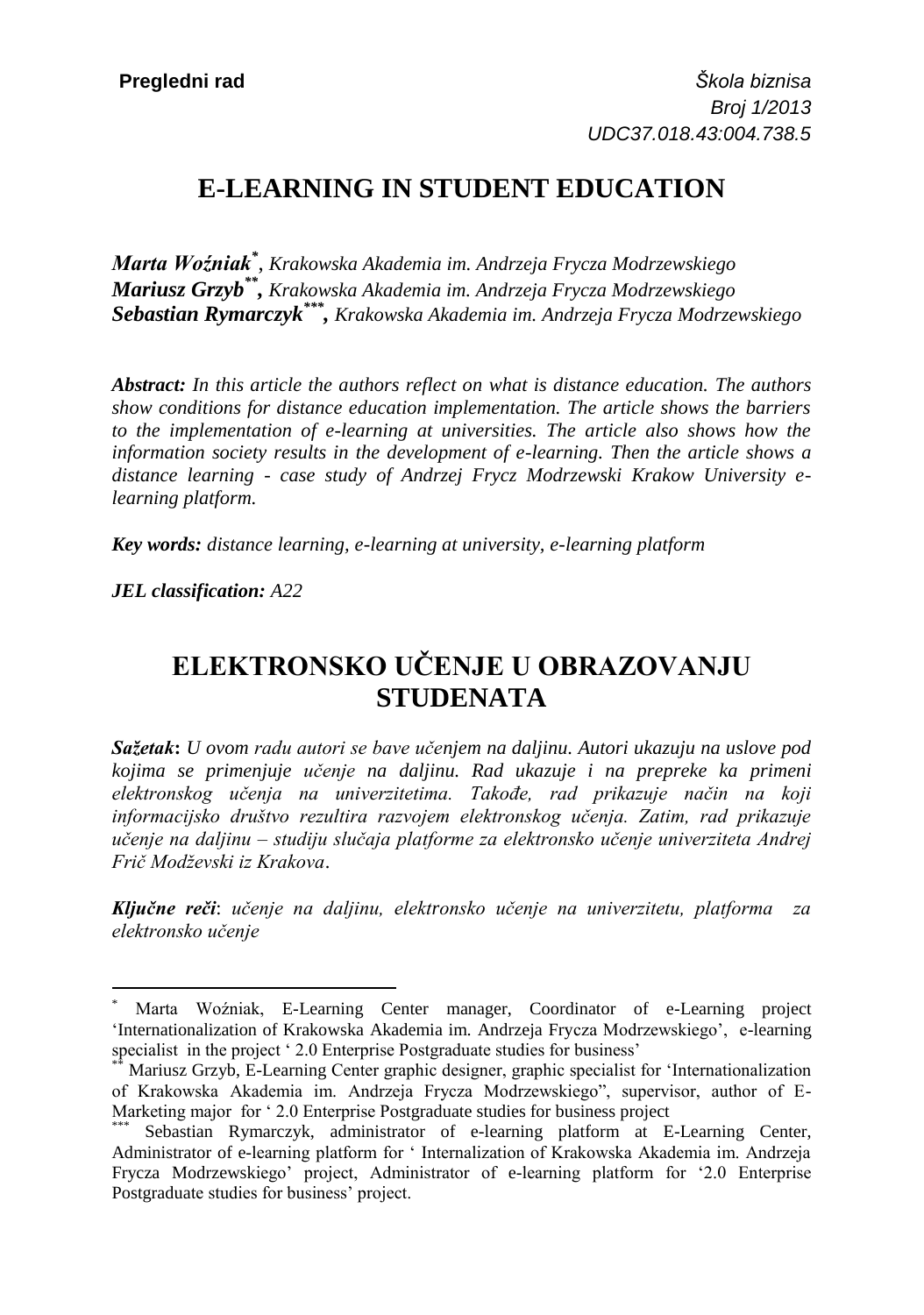**Pregledni rad**

*Škola biznisa*
*Broj 1/2013*
*UDC37.018.43:004.738.5*

# E-LEARNING IN STUDENT EDUCATION

***Marta Woźniak***[*]*, Krakowska Akademia im. Andrzeja Frycza Modrzewskiego*
***Mariusz Grzyb***[**]*, Krakowska Akademia im. Andrzeja Frycza Modrzewskiego*
***Sebastian Rymarczyk***[***]*, Krakowska Akademia im. Andrzeja Frycza Modrzewskiego*

***Abstract:*** *In this article the authors reflect on what is distance education. The authors show conditions for distance education implementation. The article shows the barriers to the implementation of e-learning at universities. The article also shows how the information society results in the development of e-learning. Then the article shows a distance learning - case study of Andrzej Frycz Modrzewski Krakow University e-learning platform.*

***Key words:*** *distance learning, e-learning at university, e-learning platform*

***JEL classification:*** *A22*

# ELEKTRONSKO UČENJE U OBRAZOVANJU STUDENATA

***Sažetak*****:** *U ovom radu autori se bave učenjem na daljinu. Autori ukazuju na uslove pod kojima se primenjuje učenje na daljinu. Rad ukazuje i na prepreke ka primeni elektronskog učenja na univerzitetima. Takođe, rad prikazuje način na koji informacijsko društvo rezultira razvojem elektronskog učenja. Zatim, rad prikazuje učenje na daljinu – studiju slučaja platforme za elektronsko učenje univerziteta Andrej Frič Modževski iz Krakova.*

***Ključne reči*****:** *učenje na daljinu, elektronsko učenje na univerzitetu, platforma za elektronsko učenje*

---

[*] Marta Woźniak, E-Learning Center manager, Coordinator of e-Learning project 'Internationalization of Krakowska Akademia im. Andrzeja Frycza Modrzewskiego', e-learning specialist in the project ' 2.0 Enterprise Postgraduate studies for business'

[**] Mariusz Grzyb, E-Learning Center graphic designer, graphic specialist for 'Internationalization of Krakowska Akademia im. Andrzeja Frycza Modrzewskiego", supervisor, author of E-Marketing major for ' 2.0 Enterprise Postgraduate studies for business project

[***] Sebastian Rymarczyk, administrator of e-learning platform at E-Learning Center, Administrator of e-learning platform for ' Internalization of Krakowska Akademia im. Andrzeja Frycza Modrzewskiego' project, Administrator of e-learning platform for '2.0 Enterprise Postgraduate studies for business' project.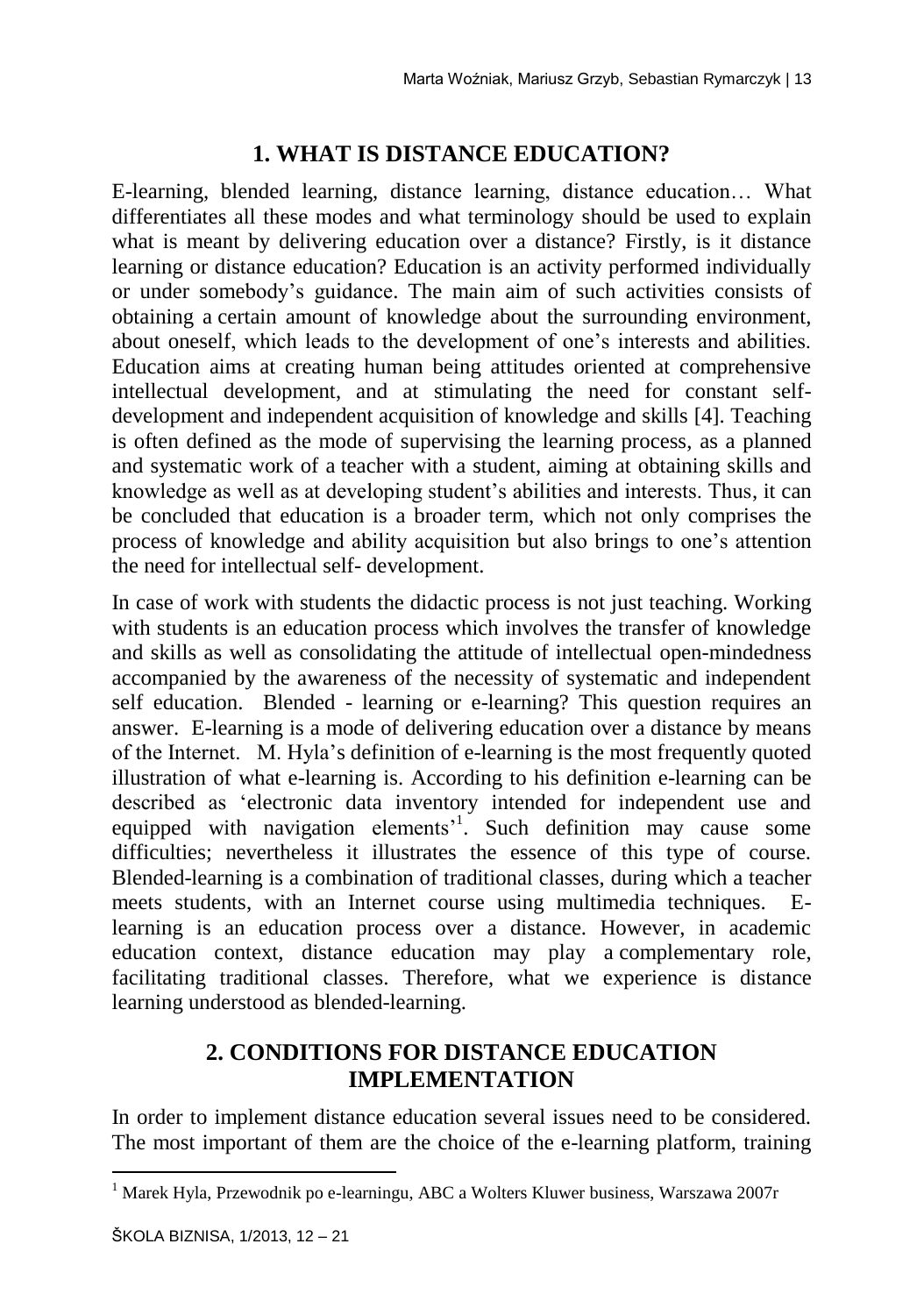## 1. WHAT IS DISTANCE EDUCATION?

E-learning, blended learning, distance learning, distance education… What differentiates all these modes and what terminology should be used to explain what is meant by delivering education over a distance? Firstly, is it distance learning or distance education? Education is an activity performed individually or under somebody's guidance. The main aim of such activities consists of obtaining a certain amount of knowledge about the surrounding environment, about oneself, which leads to the development of one's interests and abilities. Education aims at creating human being attitudes oriented at comprehensive intellectual development, and at stimulating the need for constant self-development and independent acquisition of knowledge and skills [4]. Teaching is often defined as the mode of supervising the learning process, as a planned and systematic work of a teacher with a student, aiming at obtaining skills and knowledge as well as at developing student's abilities and interests. Thus, it can be concluded that education is a broader term, which not only comprises the process of knowledge and ability acquisition but also brings to one's attention the need for intellectual self- development.

In case of work with students the didactic process is not just teaching. Working with students is an education process which involves the transfer of knowledge and skills as well as consolidating the attitude of intellectual open-mindedness accompanied by the awareness of the necessity of systematic and independent self education. Blended - learning or e-learning? This question requires an answer. E-learning is a mode of delivering education over a distance by means of the Internet. M. Hyla's definition of e-learning is the most frequently quoted illustration of what e-learning is. According to his definition e-learning can be described as 'electronic data inventory intended for independent use and equipped with navigation elements'[1]. Such definition may cause some difficulties; nevertheless it illustrates the essence of this type of course. Blended-learning is a combination of traditional classes, during which a teacher meets students, with an Internet course using multimedia techniques. E-learning is an education process over a distance. However, in academic education context, distance education may play a complementary role, facilitating traditional classes. Therefore, what we experience is distance learning understood as blended-learning.

## 2. CONDITIONS FOR DISTANCE EDUCATION IMPLEMENTATION

In order to implement distance education several issues need to be considered. The most important of them are the choice of the e-learning platform, training

[1] Marek Hyla, Przewodnik po e-learningu, ABC a Wolters Kluwer business, Warszawa 2007r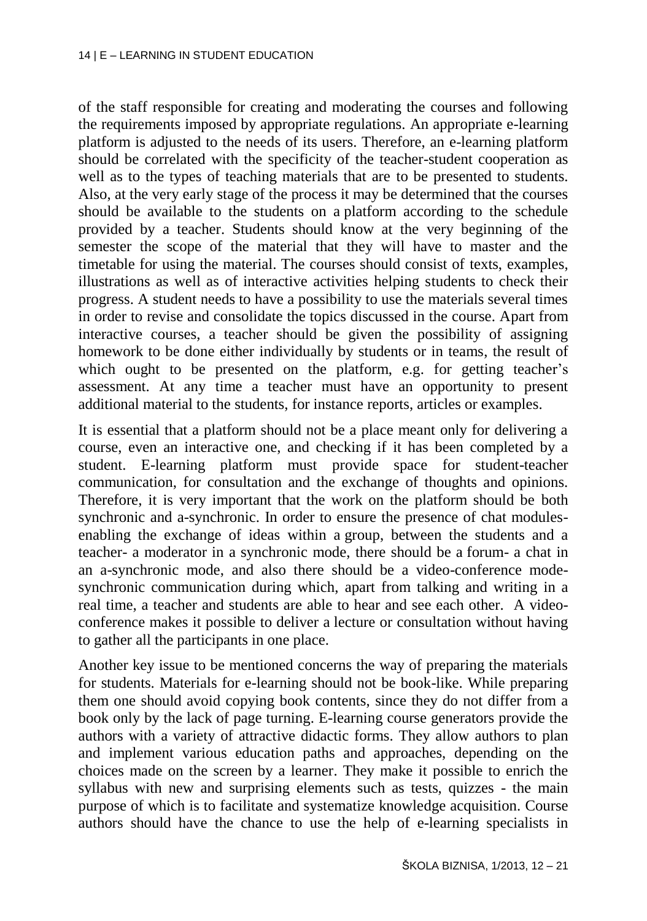of the staff responsible for creating and moderating the courses and following the requirements imposed by appropriate regulations. An appropriate e-learning platform is adjusted to the needs of its users. Therefore, an e-learning platform should be correlated with the specificity of the teacher-student cooperation as well as to the types of teaching materials that are to be presented to students. Also, at the very early stage of the process it may be determined that the courses should be available to the students on a platform according to the schedule provided by a teacher. Students should know at the very beginning of the semester the scope of the material that they will have to master and the timetable for using the material. The courses should consist of texts, examples, illustrations as well as of interactive activities helping students to check their progress. A student needs to have a possibility to use the materials several times in order to revise and consolidate the topics discussed in the course. Apart from interactive courses, a teacher should be given the possibility of assigning homework to be done either individually by students or in teams, the result of which ought to be presented on the platform, e.g. for getting teacher's assessment. At any time a teacher must have an opportunity to present additional material to the students, for instance reports, articles or examples.

It is essential that a platform should not be a place meant only for delivering a course, even an interactive one, and checking if it has been completed by a student. E-learning platform must provide space for student-teacher communication, for consultation and the exchange of thoughts and opinions. Therefore, it is very important that the work on the platform should be both synchronic and a-synchronic. In order to ensure the presence of chat modules- enabling the exchange of ideas within a group, between the students and a teacher- a moderator in a synchronic mode, there should be a forum- a chat in an a-synchronic mode, and also there should be a video-conference mode- synchronic communication during which, apart from talking and writing in a real time, a teacher and students are able to hear and see each other. A video-conference makes it possible to deliver a lecture or consultation without having to gather all the participants in one place.

Another key issue to be mentioned concerns the way of preparing the materials for students. Materials for e-learning should not be book-like. While preparing them one should avoid copying book contents, since they do not differ from a book only by the lack of page turning. E-learning course generators provide the authors with a variety of attractive didactic forms. They allow authors to plan and implement various education paths and approaches, depending on the choices made on the screen by a learner. They make it possible to enrich the syllabus with new and surprising elements such as tests, quizzes - the main purpose of which is to facilitate and systematize knowledge acquisition. Course authors should have the chance to use the help of e-learning specialists in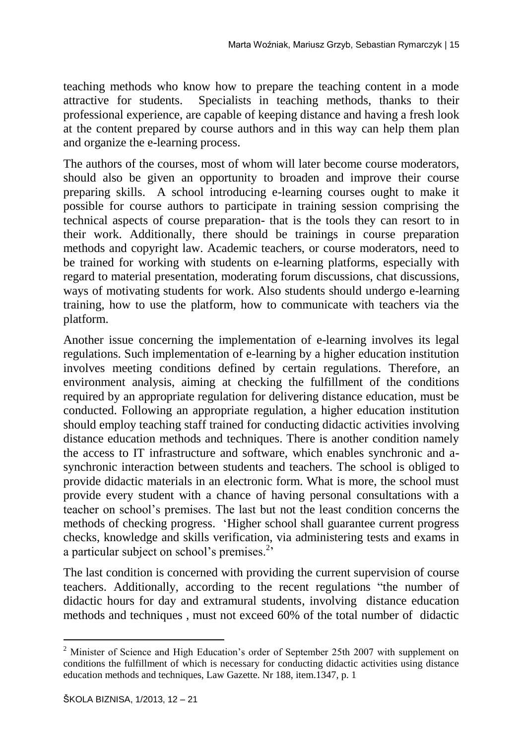teaching methods who know how to prepare the teaching content in a mode attractive for students. Specialists in teaching methods, thanks to their professional experience, are capable of keeping distance and having a fresh look at the content prepared by course authors and in this way can help them plan and organize the e-learning process.

The authors of the courses, most of whom will later become course moderators, should also be given an opportunity to broaden and improve their course preparing skills. A school introducing e-learning courses ought to make it possible for course authors to participate in training session comprising the technical aspects of course preparation- that is the tools they can resort to in their work. Additionally, there should be trainings in course preparation methods and copyright law. Academic teachers, or course moderators, need to be trained for working with students on e-learning platforms, especially with regard to material presentation, moderating forum discussions, chat discussions, ways of motivating students for work. Also students should undergo e-learning training, how to use the platform, how to communicate with teachers via the platform.

Another issue concerning the implementation of e-learning involves its legal regulations. Such implementation of e-learning by a higher education institution involves meeting conditions defined by certain regulations. Therefore, an environment analysis, aiming at checking the fulfillment of the conditions required by an appropriate regulation for delivering distance education, must be conducted. Following an appropriate regulation, a higher education institution should employ teaching staff trained for conducting didactic activities involving distance education methods and techniques. There is another condition namely the access to IT infrastructure and software, which enables synchronic and a-synchronic interaction between students and teachers. The school is obliged to provide didactic materials in an electronic form. What is more, the school must provide every student with a chance of having personal consultations with a teacher on school's premises. The last but not the least condition concerns the methods of checking progress. 'Higher school shall guarantee current progress checks, knowledge and skills verification, via administering tests and exams in a particular subject on school's premises.[2]'

The last condition is concerned with providing the current supervision of course teachers. Additionally, according to the recent regulations "the number of didactic hours for day and extramural students, involving distance education methods and techniques , must not exceed 60% of the total number of didactic

[2] Minister of Science and High Education's order of September 25th 2007 with supplement on conditions the fulfillment of which is necessary for conducting didactic activities using distance education methods and techniques, Law Gazette. Nr 188, item.1347, p. 1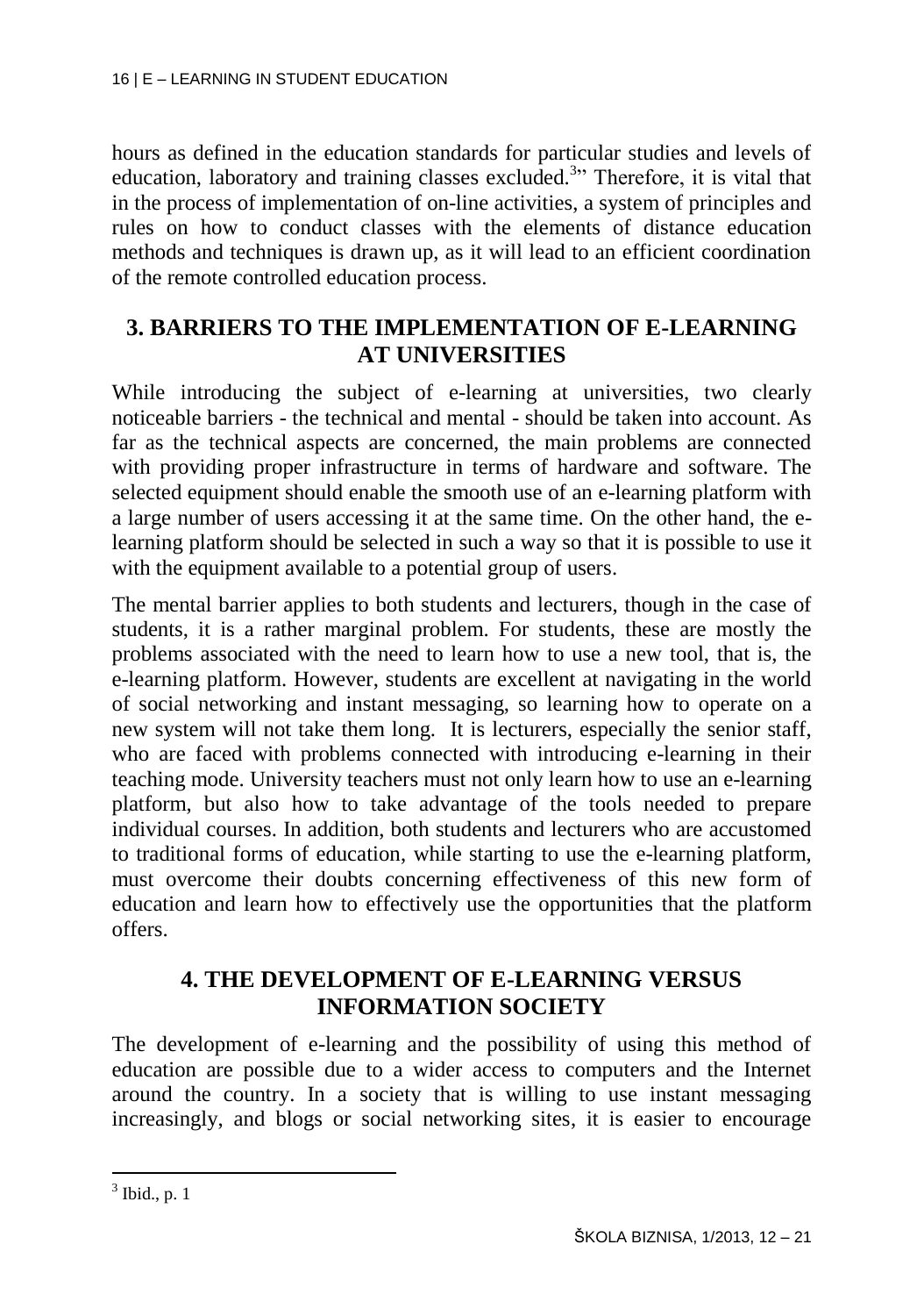hours as defined in the education standards for particular studies and levels of education, laboratory and training classes excluded.[3]" Therefore, it is vital that in the process of implementation of on-line activities, a system of principles and rules on how to conduct classes with the elements of distance education methods and techniques is drawn up, as it will lead to an efficient coordination of the remote controlled education process.

## 3. BARRIERS TO THE IMPLEMENTATION OF E-LEARNING AT UNIVERSITIES

While introducing the subject of e-learning at universities, two clearly noticeable barriers - the technical and mental - should be taken into account. As far as the technical aspects are concerned, the main problems are connected with providing proper infrastructure in terms of hardware and software. The selected equipment should enable the smooth use of an e-learning platform with a large number of users accessing it at the same time. On the other hand, the e-learning platform should be selected in such a way so that it is possible to use it with the equipment available to a potential group of users.

The mental barrier applies to both students and lecturers, though in the case of students, it is a rather marginal problem. For students, these are mostly the problems associated with the need to learn how to use a new tool, that is, the e-learning platform. However, students are excellent at navigating in the world of social networking and instant messaging, so learning how to operate on a new system will not take them long. It is lecturers, especially the senior staff, who are faced with problems connected with introducing e-learning in their teaching mode. University teachers must not only learn how to use an e-learning platform, but also how to take advantage of the tools needed to prepare individual courses. In addition, both students and lecturers who are accustomed to traditional forms of education, while starting to use the e-learning platform, must overcome their doubts concerning effectiveness of this new form of education and learn how to effectively use the opportunities that the platform offers.

## 4. THE DEVELOPMENT OF E-LEARNING VERSUS INFORMATION SOCIETY

The development of e-learning and the possibility of using this method of education are possible due to a wider access to computers and the Internet around the country. In a society that is willing to use instant messaging increasingly, and blogs or social networking sites, it is easier to encourage

---

[3] Ibid., p. 1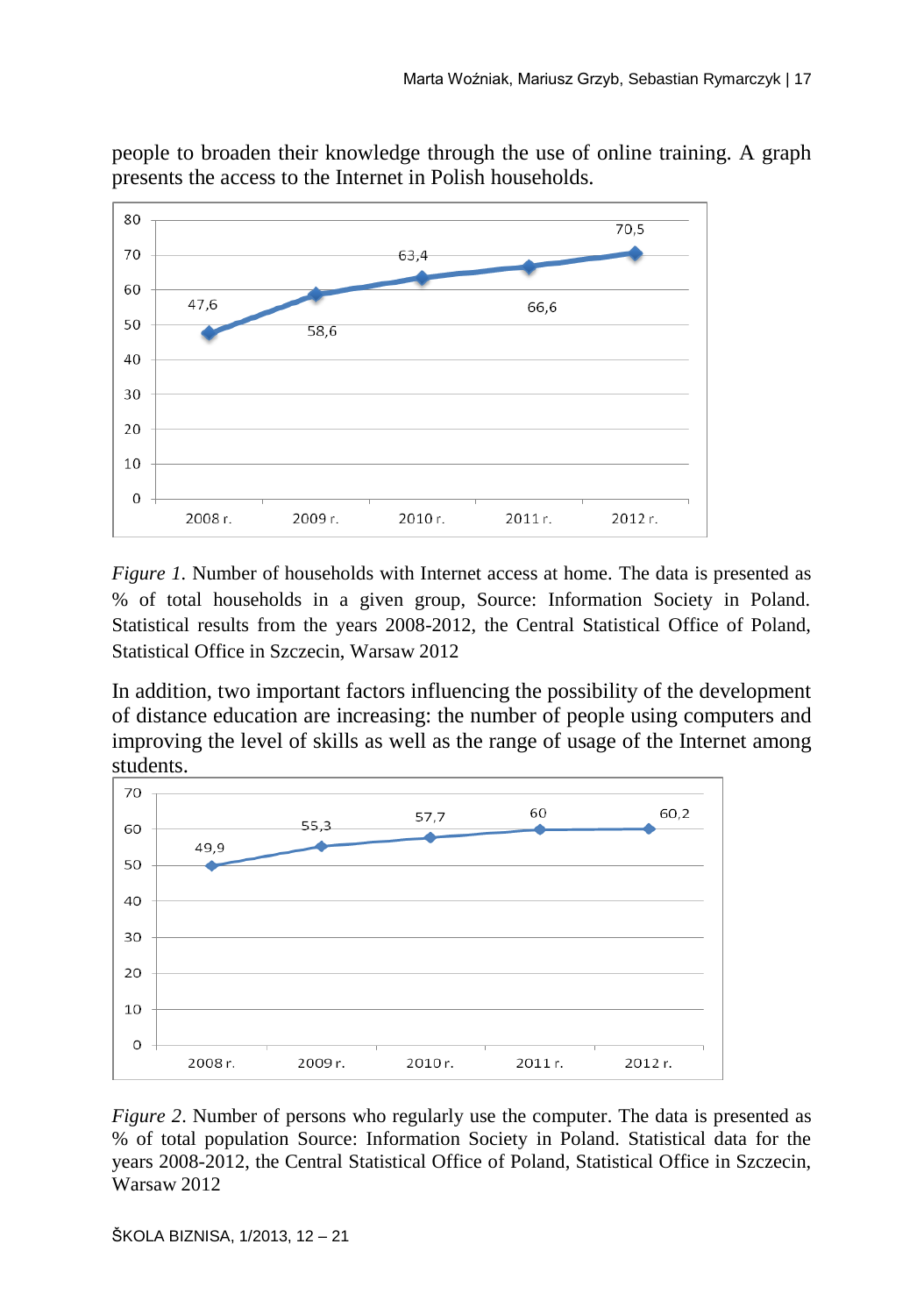people to broaden their knowledge through the use of online training. A graph presents the access to the Internet in Polish households.

*Figure 1*. Number of households with Internet access at home. The data is presented as % of total households in a given group, Source: Information Society in Poland. Statistical results from the years 2008-2012, the Central Statistical Office of Poland, Statistical Office in Szczecin, Warsaw 2012

In addition, two important factors influencing the possibility of the development of distance education are increasing: the number of people using computers and improving the level of skills as well as the range of usage of the Internet among students.

*Figure 2*. Number of persons who regularly use the computer. The data is presented as % of total population Source: Information Society in Poland. Statistical data for the years 2008-2012, the Central Statistical Office of Poland, Statistical Office in Szczecin, Warsaw 2012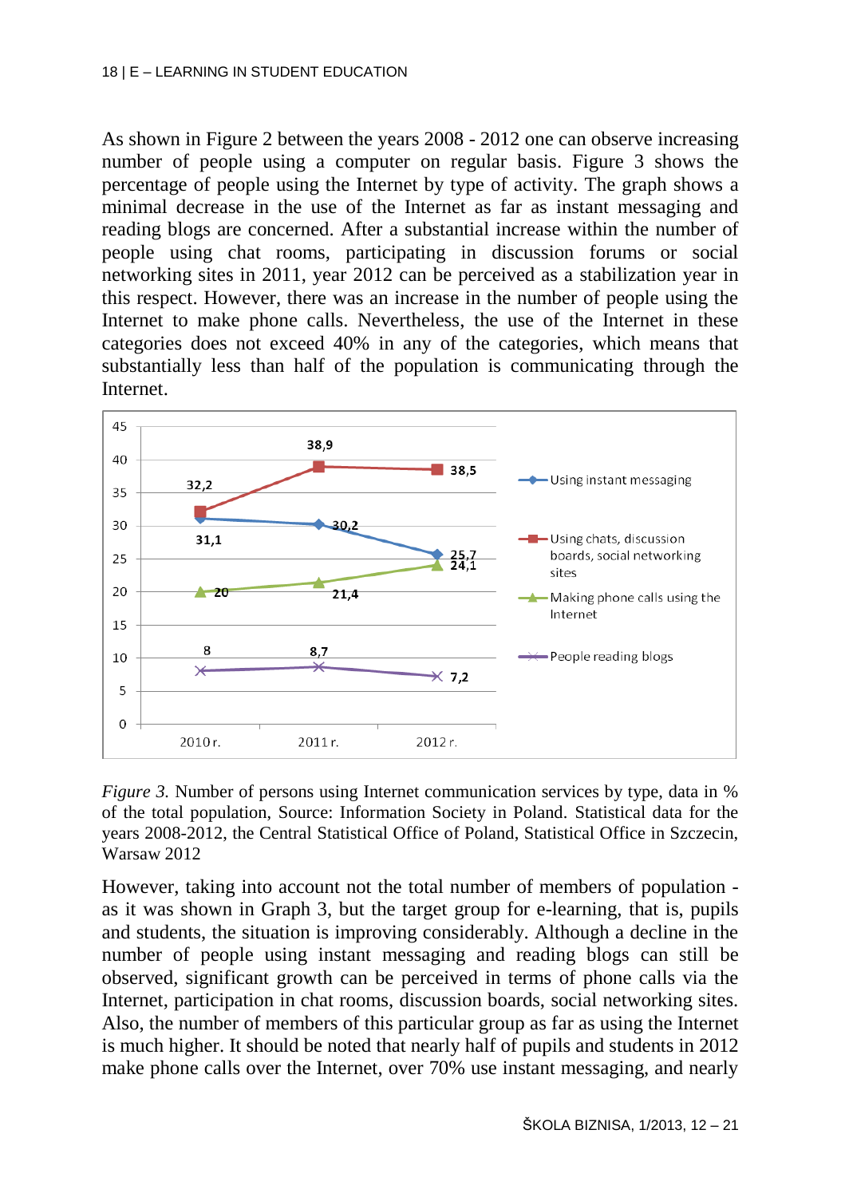As shown in Figure 2 between the years 2008 - 2012 one can observe increasing number of people using a computer on regular basis. Figure 3 shows the percentage of people using the Internet by type of activity. The graph shows a minimal decrease in the use of the Internet as far as instant messaging and reading blogs are concerned. After a substantial increase within the number of people using chat rooms, participating in discussion forums or social networking sites in 2011, year 2012 can be perceived as a stabilization year in this respect. However, there was an increase in the number of people using the Internet to make phone calls. Nevertheless, the use of the Internet in these categories does not exceed 40% in any of the categories, which means that substantially less than half of the population is communicating through the Internet.

*Figure 3.* Number of persons using Internet communication services by type, data in % of the total population, Source: Information Society in Poland. Statistical data for the years 2008-2012, the Central Statistical Office of Poland, Statistical Office in Szczecin, Warsaw 2012

However, taking into account not the total number of members of population - as it was shown in Graph 3, but the target group for e-learning, that is, pupils and students, the situation is improving considerably. Although a decline in the number of people using instant messaging and reading blogs can still be observed, significant growth can be perceived in terms of phone calls via the Internet, participation in chat rooms, discussion boards, social networking sites. Also, the number of members of this particular group as far as using the Internet is much higher. It should be noted that nearly half of pupils and students in 2012 make phone calls over the Internet, over 70% use instant messaging, and nearly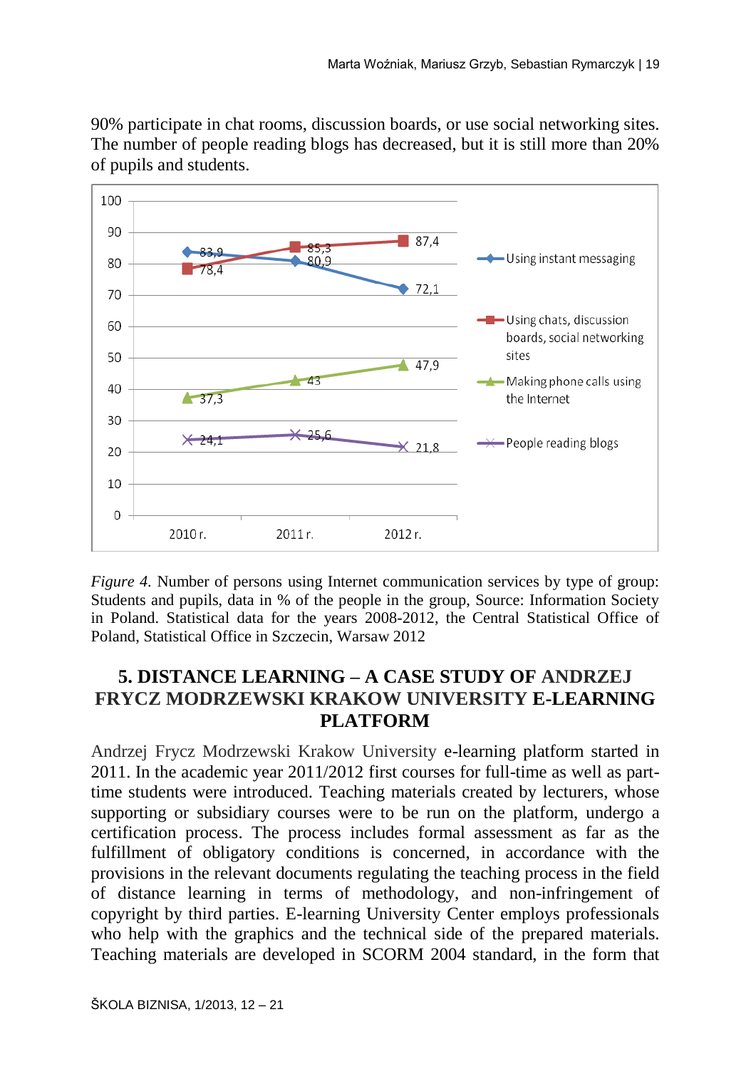90% participate in chat rooms, discussion boards, or use social networking sites. The number of people reading blogs has decreased, but it is still more than 20% of pupils and students.

*Figure 4.* Number of persons using Internet communication services by type of group: Students and pupils, data in % of the people in the group, Source: Information Society in Poland. Statistical data for the years 2008-2012, the Central Statistical Office of Poland, Statistical Office in Szczecin, Warsaw 2012

## 5. DISTANCE LEARNING – A CASE STUDY OF ANDRZEJ FRYCZ MODRZEWSKI KRAKOW UNIVERSITY E-LEARNING PLATFORM

Andrzej Frycz Modrzewski Krakow University e-learning platform started in 2011. In the academic year 2011/2012 first courses for full-time as well as part-time students were introduced. Teaching materials created by lecturers, whose supporting or subsidiary courses were to be run on the platform, undergo a certification process. The process includes formal assessment as far as the fulfillment of obligatory conditions is concerned, in accordance with the provisions in the relevant documents regulating the teaching process in the field of distance learning in terms of methodology, and non-infringement of copyright by third parties. E-learning University Center employs professionals who help with the graphics and the technical side of the prepared materials. Teaching materials are developed in SCORM 2004 standard, in the form that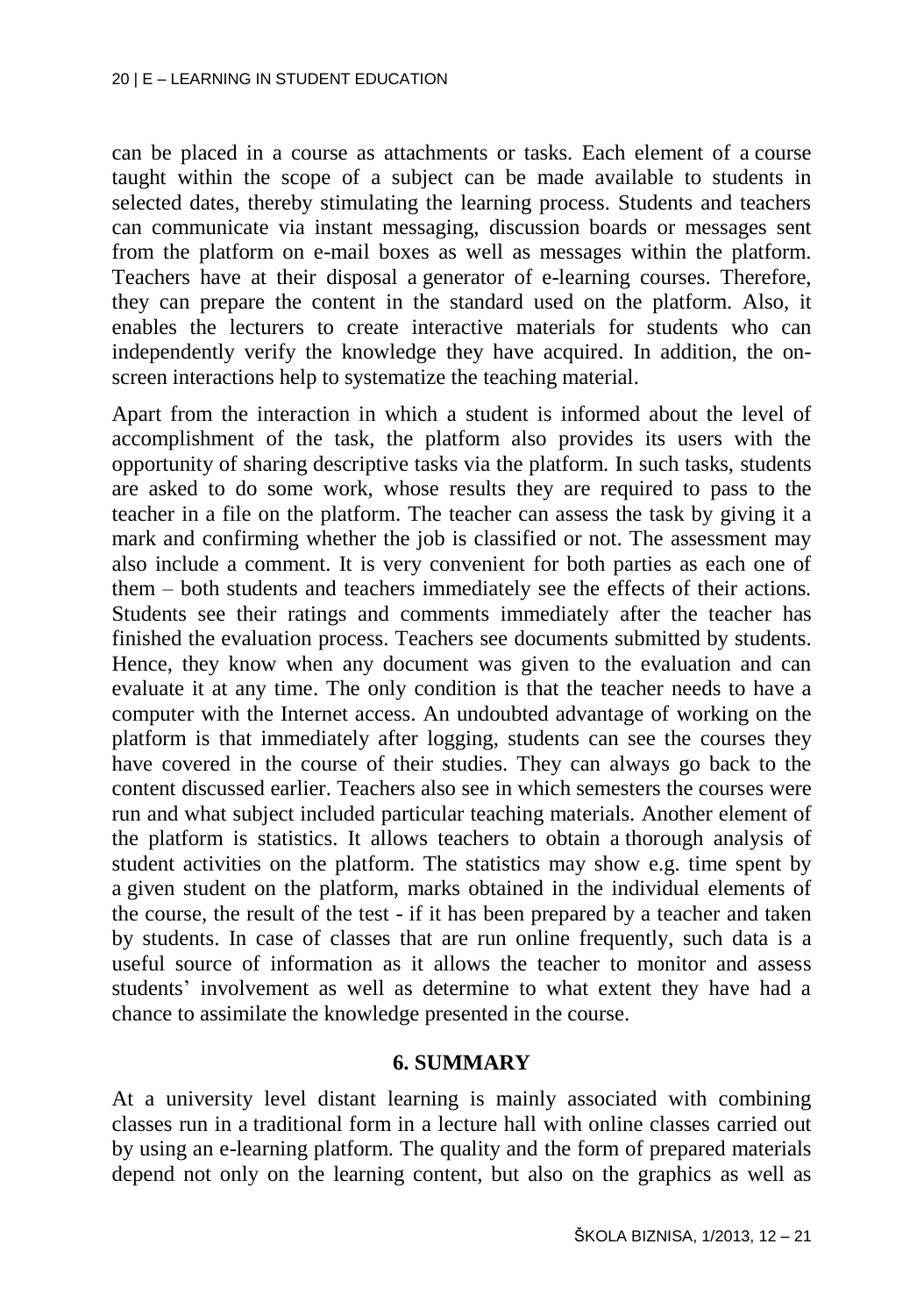can be placed in a course as attachments or tasks. Each element of a course taught within the scope of a subject can be made available to students in selected dates, thereby stimulating the learning process. Students and teachers can communicate via instant messaging, discussion boards or messages sent from the platform on e-mail boxes as well as messages within the platform. Teachers have at their disposal a generator of e-learning courses. Therefore, they can prepare the content in the standard used on the platform. Also, it enables the lecturers to create interactive materials for students who can independently verify the knowledge they have acquired. In addition, the on-screen interactions help to systematize the teaching material.

Apart from the interaction in which a student is informed about the level of accomplishment of the task, the platform also provides its users with the opportunity of sharing descriptive tasks via the platform. In such tasks, students are asked to do some work, whose results they are required to pass to the teacher in a file on the platform. The teacher can assess the task by giving it a mark and confirming whether the job is classified or not. The assessment may also include a comment. It is very convenient for both parties as each one of them – both students and teachers immediately see the effects of their actions. Students see their ratings and comments immediately after the teacher has finished the evaluation process. Teachers see documents submitted by students. Hence, they know when any document was given to the evaluation and can evaluate it at any time. The only condition is that the teacher needs to have a computer with the Internet access. An undoubted advantage of working on the platform is that immediately after logging, students can see the courses they have covered in the course of their studies. They can always go back to the content discussed earlier. Teachers also see in which semesters the courses were run and what subject included particular teaching materials. Another element of the platform is statistics. It allows teachers to obtain a thorough analysis of student activities on the platform. The statistics may show e.g. time spent by a given student on the platform, marks obtained in the individual elements of the course, the result of the test - if it has been prepared by a teacher and taken by students. In case of classes that are run online frequently, such data is a useful source of information as it allows the teacher to monitor and assess students' involvement as well as determine to what extent they have had a chance to assimilate the knowledge presented in the course.

## 6. SUMMARY

At a university level distant learning is mainly associated with combining classes run in a traditional form in a lecture hall with online classes carried out by using an e-learning platform. The quality and the form of prepared materials depend not only on the learning content, but also on the graphics as well as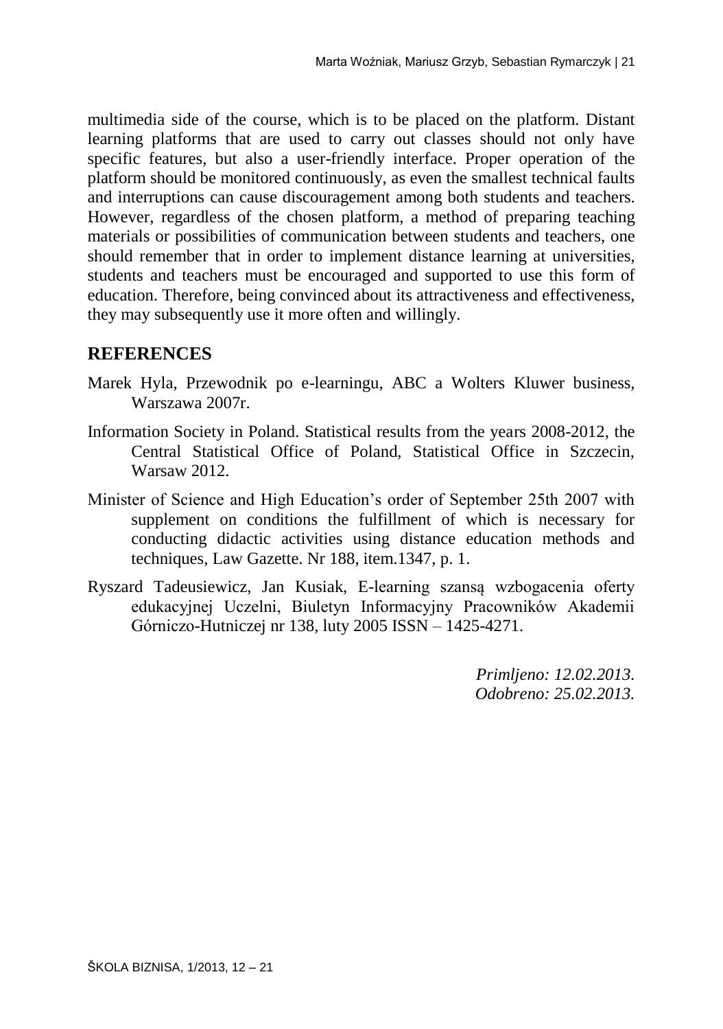multimedia side of the course, which is to be placed on the platform. Distant learning platforms that are used to carry out classes should not only have specific features, but also a user-friendly interface. Proper operation of the platform should be monitored continuously, as even the smallest technical faults and interruptions can cause discouragement among both students and teachers. However, regardless of the chosen platform, a method of preparing teaching materials or possibilities of communication between students and teachers, one should remember that in order to implement distance learning at universities, students and teachers must be encouraged and supported to use this form of education. Therefore, being convinced about its attractiveness and effectiveness, they may subsequently use it more often and willingly.

## REFERENCES

Marek Hyla, Przewodnik po e-learningu, ABC a Wolters Kluwer business, Warszawa 2007r.

Information Society in Poland. Statistical results from the years 2008-2012, the Central Statistical Office of Poland, Statistical Office in Szczecin, Warsaw 2012.

Minister of Science and High Education's order of September 25th 2007 with supplement on conditions the fulfillment of which is necessary for conducting didactic activities using distance education methods and techniques, Law Gazette. Nr 188, item.1347, p. 1.

Ryszard Tadeusiewicz, Jan Kusiak, E-learning szansą wzbogacenia oferty edukacyjnej Uczelni, Biuletyn Informacyjny Pracowników Akademii Górniczo-Hutniczej nr 138, luty 2005 ISSN – 1425-4271.

*Primljeno: 12.02.2013.*
*Odobreno: 25.02.2013.*